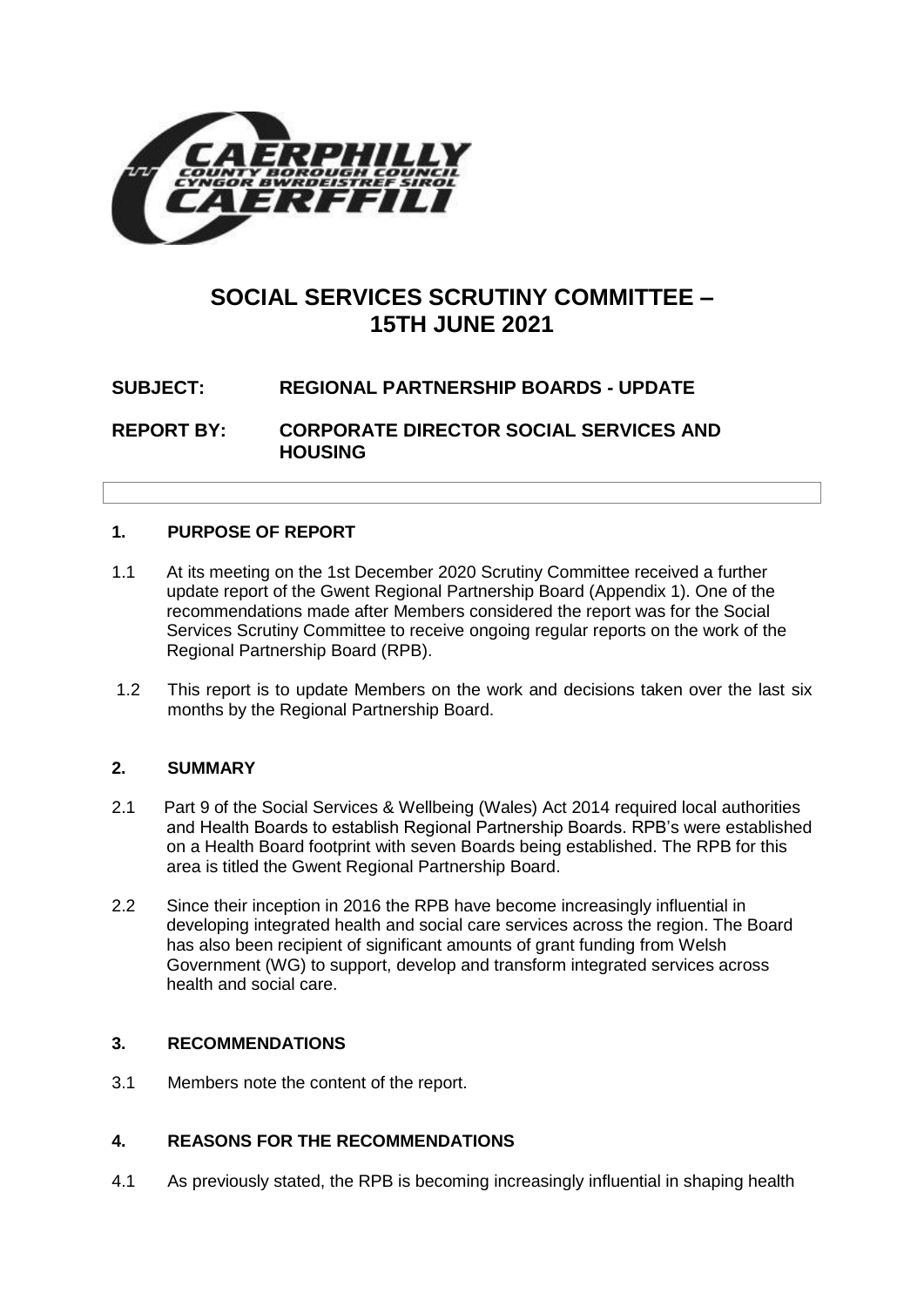# SOCIAL SERVICES SCRUTINY COMMITTEE – 15TH JUNE 2021

**SUBJECT: REGIONAL PARTNERSHIP BOARDS - UPDATE**

**REPORT BY: CORPORATE DIRECTOR SOCIAL SERVICES AND HOUSING**

## 1. PURPOSE OF REPORT

1.1 At its meeting on the 1st December 2020 Scrutiny Committee received a further update report of the Gwent Regional Partnership Board (Appendix 1). One of the recommendations made after Members considered the report was for the Social Services Scrutiny Committee to receive ongoing regular reports on the work of the Regional Partnership Board (RPB).

1.2 This report is to update Members on the work and decisions taken over the last six months by the Regional Partnership Board.

## 2. SUMMARY

2.1 Part 9 of the Social Services & Wellbeing (Wales) Act 2014 required local authorities and Health Boards to establish Regional Partnership Boards. RPB's were established on a Health Board footprint with seven Boards being established. The RPB for this area is titled the Gwent Regional Partnership Board.

2.2 Since their inception in 2016 the RPB have become increasingly influential in developing integrated health and social care services across the region. The Board has also been recipient of significant amounts of grant funding from Welsh Government (WG) to support, develop and transform integrated services across health and social care.

## 3. RECOMMENDATIONS

3.1 Members note the content of the report.

## 4. REASONS FOR THE RECOMMENDATIONS

4.1 As previously stated, the RPB is becoming increasingly influential in shaping health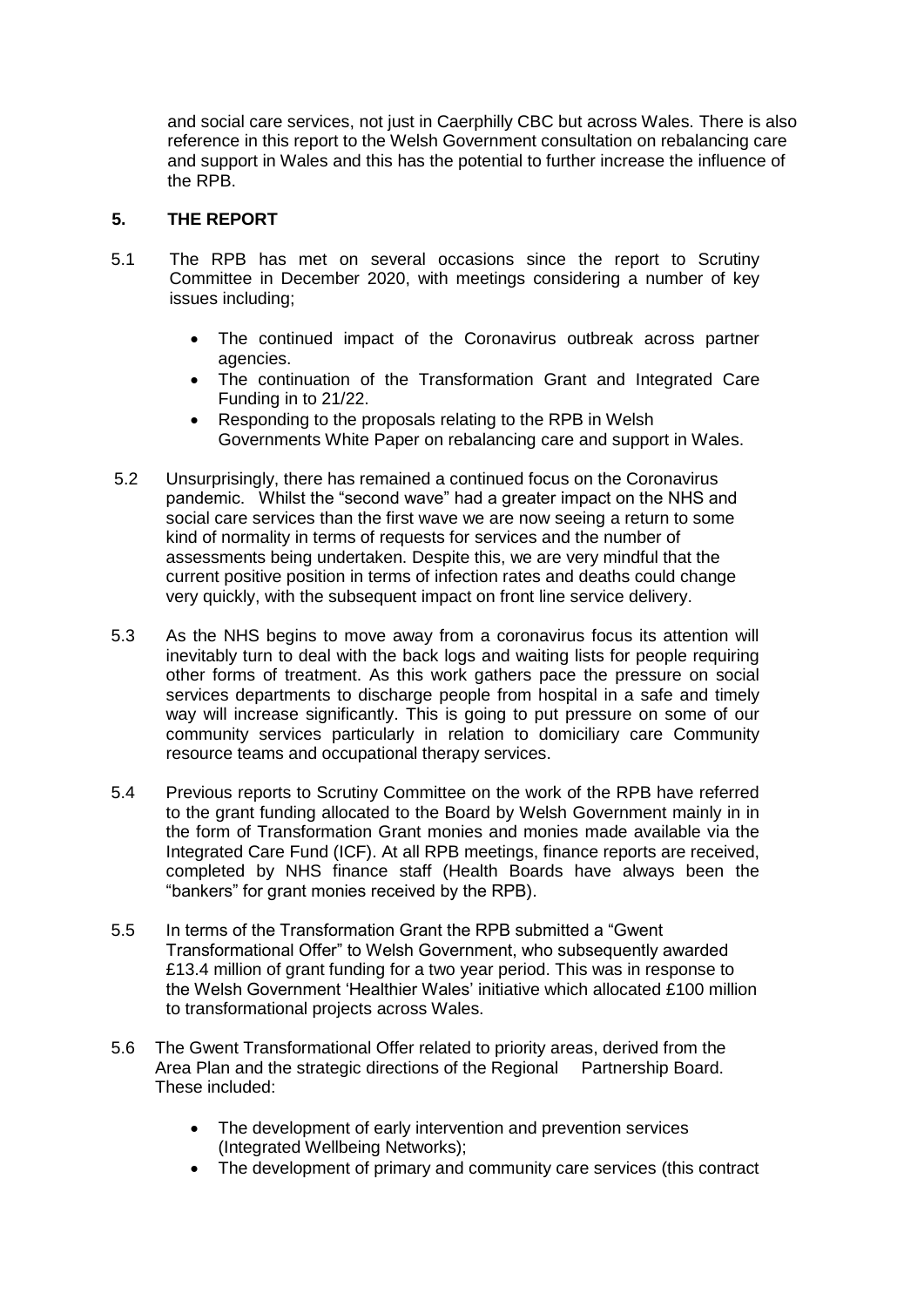and social care services, not just in Caerphilly CBC but across Wales. There is also reference in this report to the Welsh Government consultation on rebalancing care and support in Wales and this has the potential to further increase the influence of the RPB.

## 5. THE REPORT

5.1 The RPB has met on several occasions since the report to Scrutiny Committee in December 2020, with meetings considering a number of key issues including;

- The continued impact of the Coronavirus outbreak across partner agencies.
- The continuation of the Transformation Grant and Integrated Care Funding in to 21/22.
- Responding to the proposals relating to the RPB in Welsh Governments White Paper on rebalancing care and support in Wales.

5.2 Unsurprisingly, there has remained a continued focus on the Coronavirus pandemic. Whilst the "second wave" had a greater impact on the NHS and social care services than the first wave we are now seeing a return to some kind of normality in terms of requests for services and the number of assessments being undertaken. Despite this, we are very mindful that the current positive position in terms of infection rates and deaths could change very quickly, with the subsequent impact on front line service delivery.

5.3 As the NHS begins to move away from a coronavirus focus its attention will inevitably turn to deal with the back logs and waiting lists for people requiring other forms of treatment. As this work gathers pace the pressure on social services departments to discharge people from hospital in a safe and timely way will increase significantly. This is going to put pressure on some of our community services particularly in relation to domiciliary care Community resource teams and occupational therapy services.

5.4 Previous reports to Scrutiny Committee on the work of the RPB have referred to the grant funding allocated to the Board by Welsh Government mainly in in the form of Transformation Grant monies and monies made available via the Integrated Care Fund (ICF). At all RPB meetings, finance reports are received, completed by NHS finance staff (Health Boards have always been the "bankers" for grant monies received by the RPB).

5.5 In terms of the Transformation Grant the RPB submitted a "Gwent Transformational Offer" to Welsh Government, who subsequently awarded £13.4 million of grant funding for a two year period. This was in response to the Welsh Government 'Healthier Wales' initiative which allocated £100 million to transformational projects across Wales.

5.6 The Gwent Transformational Offer related to priority areas, derived from the Area Plan and the strategic directions of the Regional Partnership Board. These included:

- The development of early intervention and prevention services (Integrated Wellbeing Networks);
- The development of primary and community care services (this contract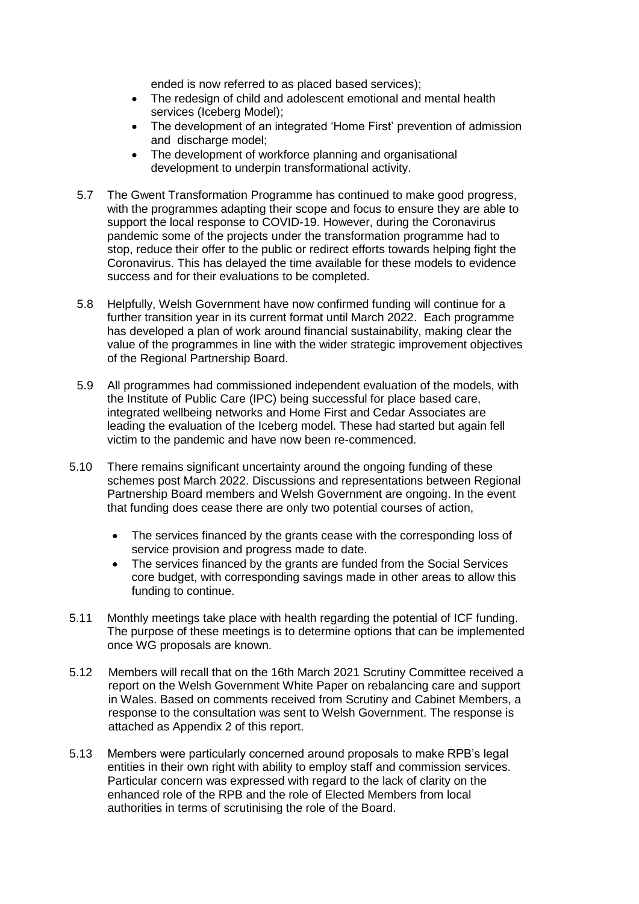ended is now referred to as placed based services);

- The redesign of child and adolescent emotional and mental health services (Iceberg Model);
- The development of an integrated 'Home First' prevention of admission and discharge model;
- The development of workforce planning and organisational development to underpin transformational activity.

5.7 The Gwent Transformation Programme has continued to make good progress, with the programmes adapting their scope and focus to ensure they are able to support the local response to COVID-19. However, during the Coronavirus pandemic some of the projects under the transformation programme had to stop, reduce their offer to the public or redirect efforts towards helping fight the Coronavirus. This has delayed the time available for these models to evidence success and for their evaluations to be completed.

5.8 Helpfully, Welsh Government have now confirmed funding will continue for a further transition year in its current format until March 2022. Each programme has developed a plan of work around financial sustainability, making clear the value of the programmes in line with the wider strategic improvement objectives of the Regional Partnership Board.

5.9 All programmes had commissioned independent evaluation of the models, with the Institute of Public Care (IPC) being successful for place based care, integrated wellbeing networks and Home First and Cedar Associates are leading the evaluation of the Iceberg model. These had started but again fell victim to the pandemic and have now been re-commenced.

5.10 There remains significant uncertainty around the ongoing funding of these schemes post March 2022. Discussions and representations between Regional Partnership Board members and Welsh Government are ongoing. In the event that funding does cease there are only two potential courses of action,

- The services financed by the grants cease with the corresponding loss of service provision and progress made to date.
- The services financed by the grants are funded from the Social Services core budget, with corresponding savings made in other areas to allow this funding to continue.

5.11 Monthly meetings take place with health regarding the potential of ICF funding. The purpose of these meetings is to determine options that can be implemented once WG proposals are known.

5.12 Members will recall that on the 16th March 2021 Scrutiny Committee received a report on the Welsh Government White Paper on rebalancing care and support in Wales. Based on comments received from Scrutiny and Cabinet Members, a response to the consultation was sent to Welsh Government. The response is attached as Appendix 2 of this report.

5.13 Members were particularly concerned around proposals to make RPB's legal entities in their own right with ability to employ staff and commission services. Particular concern was expressed with regard to the lack of clarity on the enhanced role of the RPB and the role of Elected Members from local authorities in terms of scrutinising the role of the Board.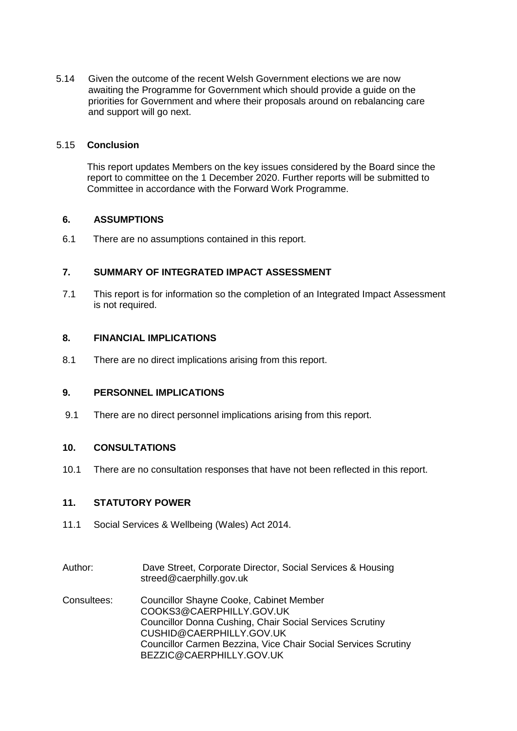5.14 Given the outcome of the recent Welsh Government elections we are now awaiting the Programme for Government which should provide a guide on the priorities for Government and where their proposals around on rebalancing care and support will go next.

5.15 **Conclusion**

This report updates Members on the key issues considered by the Board since the report to committee on the 1 December 2020. Further reports will be submitted to Committee in accordance with the Forward Work Programme.

## 6. ASSUMPTIONS

6.1 There are no assumptions contained in this report.

## 7. SUMMARY OF INTEGRATED IMPACT ASSESSMENT

7.1 This report is for information so the completion of an Integrated Impact Assessment is not required.

## 8. FINANCIAL IMPLICATIONS

8.1 There are no direct implications arising from this report.

## 9. PERSONNEL IMPLICATIONS

9.1 There are no direct personnel implications arising from this report.

## 10. CONSULTATIONS

10.1 There are no consultation responses that have not been reflected in this report.

## 11. STATUTORY POWER

11.1 Social Services & Wellbeing (Wales) Act 2014.

Author: Dave Street, Corporate Director, Social Services & Housing
streed@caerphilly.gov.uk

Consultees: Councillor Shayne Cooke, Cabinet Member
COOKS3@CAERPHILLY.GOV.UK
Councillor Donna Cushing, Chair Social Services Scrutiny
CUSHID@CAERPHILLY.GOV.UK
Councillor Carmen Bezzina, Vice Chair Social Services Scrutiny
BEZZIC@CAERPHILLY.GOV.UK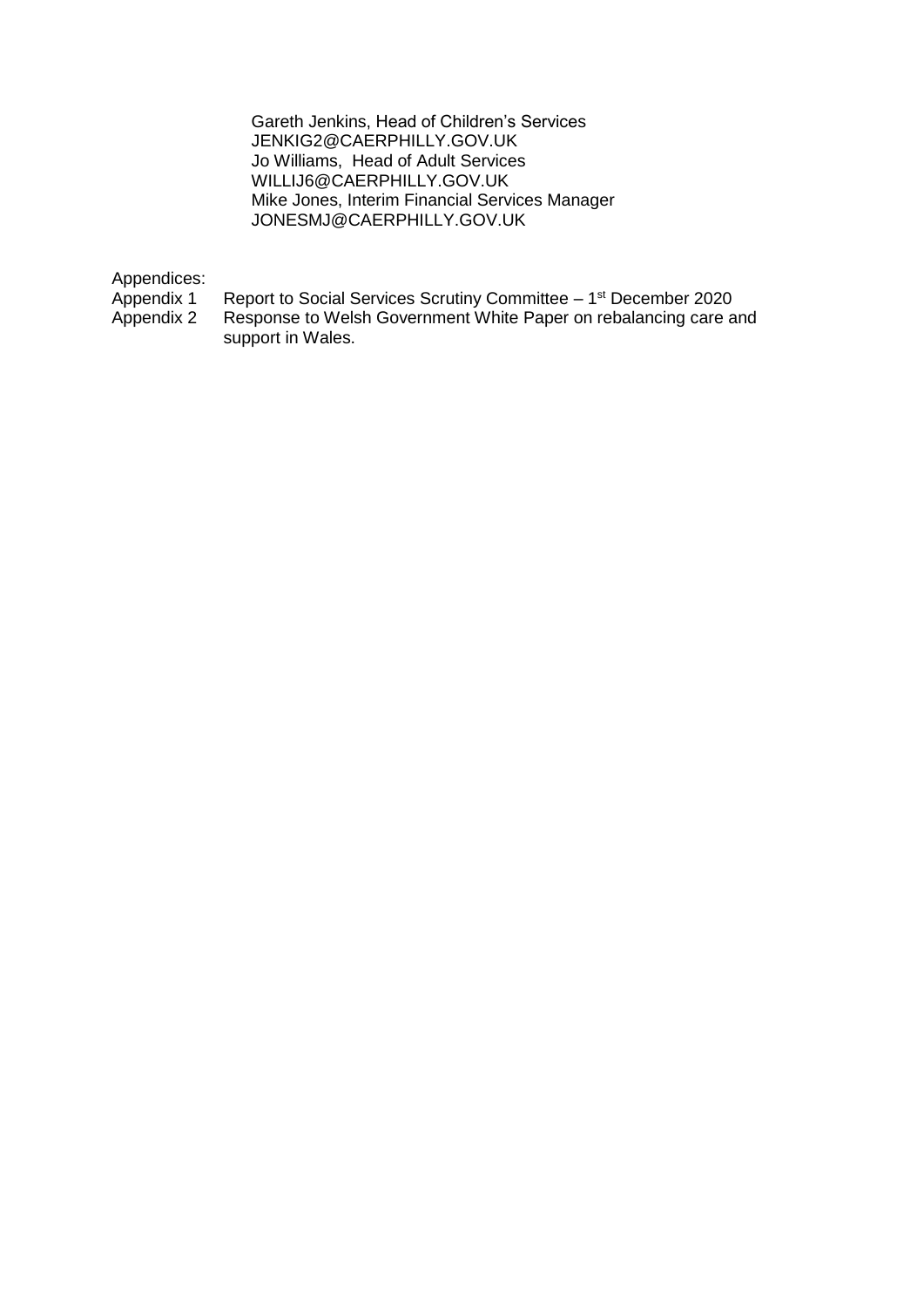Gareth Jenkins, Head of Children's Services
JENKIG2@CAERPHILLY.GOV.UK
Jo Williams, Head of Adult Services
WILLIJ6@CAERPHILLY.GOV.UK
Mike Jones, Interim Financial Services Manager
JONESMJ@CAERPHILLY.GOV.UK

Appendices:

Appendix 1 Report to Social Services Scrutiny Committee – 1st December 2020

Appendix 2 Response to Welsh Government White Paper on rebalancing care and support in Wales.